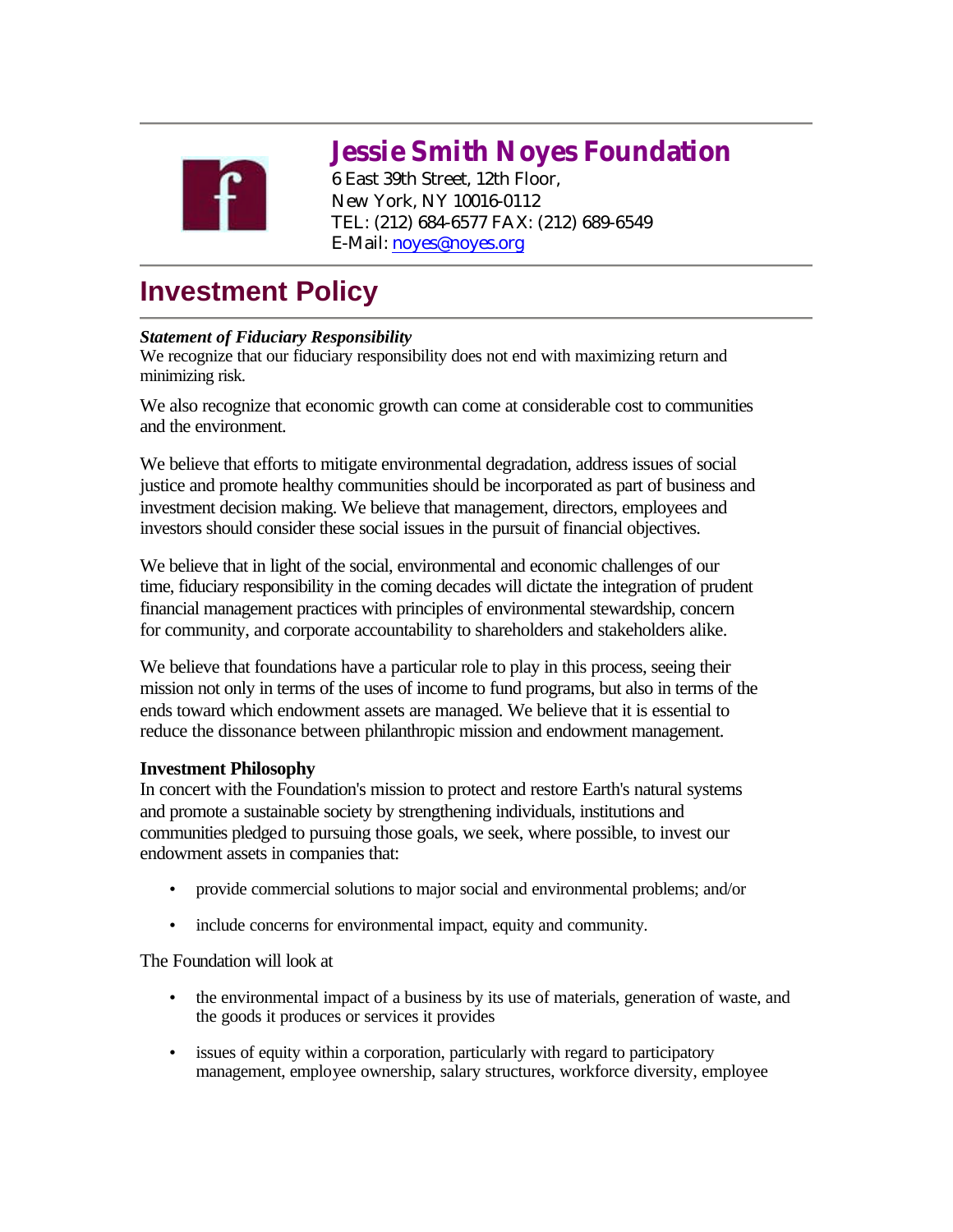# Jessie Smith Noyes Foundation

6 East 39th Street, 12th Floor,
New York, NY 10016-0112
TEL: (212) 684-6577 FAX: (212) 689-6549
E-Mail: noyes@noyes.org

## Investment Policy

***Statement of Fiduciary Responsibility***

We recognize that our fiduciary responsibility does not end with maximizing return and minimizing risk.

We also recognize that economic growth can come at considerable cost to communities and the environment.

We believe that efforts to mitigate environmental degradation, address issues of social justice and promote healthy communities should be incorporated as part of business and investment decision making. We believe that management, directors, employees and investors should consider these social issues in the pursuit of financial objectives.

We believe that in light of the social, environmental and economic challenges of our time, fiduciary responsibility in the coming decades will dictate the integration of prudent financial management practices with principles of environmental stewardship, concern for community, and corporate accountability to shareholders and stakeholders alike.

We believe that foundations have a particular role to play in this process, seeing their mission not only in terms of the uses of income to fund programs, but also in terms of the ends toward which endowment assets are managed. We believe that it is essential to reduce the dissonance between philanthropic mission and endowment management.

**Investment Philosophy**

In concert with the Foundation's mission to protect and restore Earth's natural systems and promote a sustainable society by strengthening individuals, institutions and communities pledged to pursuing those goals, we seek, where possible, to invest our endowment assets in companies that:

- provide commercial solutions to major social and environmental problems; and/or
- include concerns for environmental impact, equity and community.

The Foundation will look at

- the environmental impact of a business by its use of materials, generation of waste, and the goods it produces or services it provides
- issues of equity within a corporation, particularly with regard to participatory management, employee ownership, salary structures, workforce diversity, employee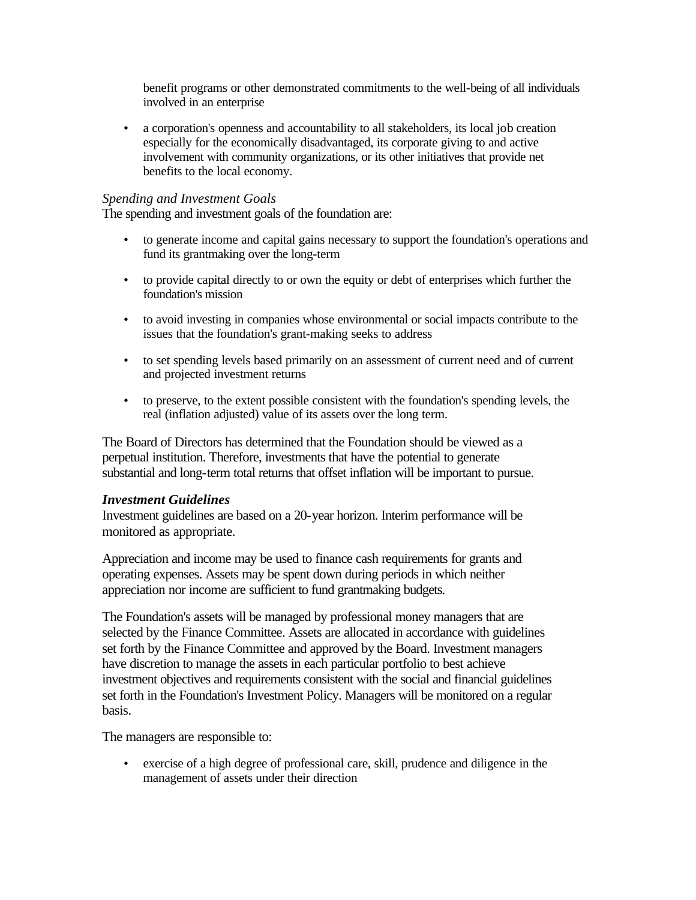benefit programs or other demonstrated commitments to the well-being of all individuals involved in an enterprise

- a corporation's openness and accountability to all stakeholders, its local job creation especially for the economically disadvantaged, its corporate giving to and active involvement with community organizations, or its other initiatives that provide net benefits to the local economy.

*Spending and Investment Goals*
The spending and investment goals of the foundation are:

- to generate income and capital gains necessary to support the foundation's operations and fund its grantmaking over the long-term
- to provide capital directly to or own the equity or debt of enterprises which further the foundation's mission
- to avoid investing in companies whose environmental or social impacts contribute to the issues that the foundation's grant-making seeks to address
- to set spending levels based primarily on an assessment of current need and of current and projected investment returns
- to preserve, to the extent possible consistent with the foundation's spending levels, the real (inflation adjusted) value of its assets over the long term.

The Board of Directors has determined that the Foundation should be viewed as a perpetual institution. Therefore, investments that have the potential to generate substantial and long-term total returns that offset inflation will be important to pursue.

### *Investment Guidelines*
Investment guidelines are based on a 20-year horizon. Interim performance will be monitored as appropriate.

Appreciation and income may be used to finance cash requirements for grants and operating expenses. Assets may be spent down during periods in which neither appreciation nor income are sufficient to fund grantmaking budgets.

The Foundation's assets will be managed by professional money managers that are selected by the Finance Committee. Assets are allocated in accordance with guidelines set forth by the Finance Committee and approved by the Board. Investment managers have discretion to manage the assets in each particular portfolio to best achieve investment objectives and requirements consistent with the social and financial guidelines set forth in the Foundation's Investment Policy. Managers will be monitored on a regular basis.

The managers are responsible to:

- exercise of a high degree of professional care, skill, prudence and diligence in the management of assets under their direction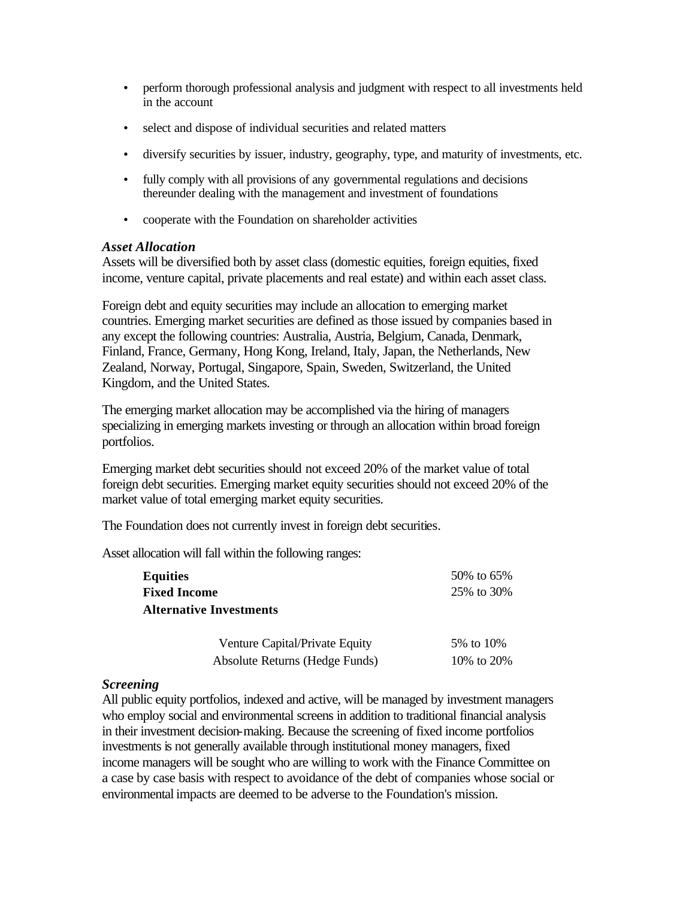- perform thorough professional analysis and judgment with respect to all investments held in the account
- select and dispose of individual securities and related matters
- diversify securities by issuer, industry, geography, type, and maturity of investments, etc.
- fully comply with all provisions of any governmental regulations and decisions thereunder dealing with the management and investment of foundations
- cooperate with the Foundation on shareholder activities

***Asset Allocation***

Assets will be diversified both by asset class (domestic equities, foreign equities, fixed income, venture capital, private placements and real estate) and within each asset class.

Foreign debt and equity securities may include an allocation to emerging market countries. Emerging market securities are defined as those issued by companies based in any except the following countries: Australia, Austria, Belgium, Canada, Denmark, Finland, France, Germany, Hong Kong, Ireland, Italy, Japan, the Netherlands, New Zealand, Norway, Portugal, Singapore, Spain, Sweden, Switzerland, the United Kingdom, and the United States.

The emerging market allocation may be accomplished via the hiring of managers specializing in emerging markets investing or through an allocation within broad foreign portfolios.

Emerging market debt securities should not exceed 20% of the market value of total foreign debt securities. Emerging market equity securities should not exceed 20% of the market value of total emerging market equity securities.

The Foundation does not currently invest in foreign debt securities.

Asset allocation will fall within the following ranges:

| | |
|---|---|
| **Equities** | 50% to 65% |
| **Fixed Income** | 25% to 30% |
| **Alternative Investments** | |
| Venture Capital/Private Equity | 5% to 10% |
| Absolute Returns (Hedge Funds) | 10% to 20% |

***Screening***

All public equity portfolios, indexed and active, will be managed by investment managers who employ social and environmental screens in addition to traditional financial analysis in their investment decision-making. Because the screening of fixed income portfolios investments is not generally available through institutional money managers, fixed income managers will be sought who are willing to work with the Finance Committee on a case by case basis with respect to avoidance of the debt of companies whose social or environmental impacts are deemed to be adverse to the Foundation's mission.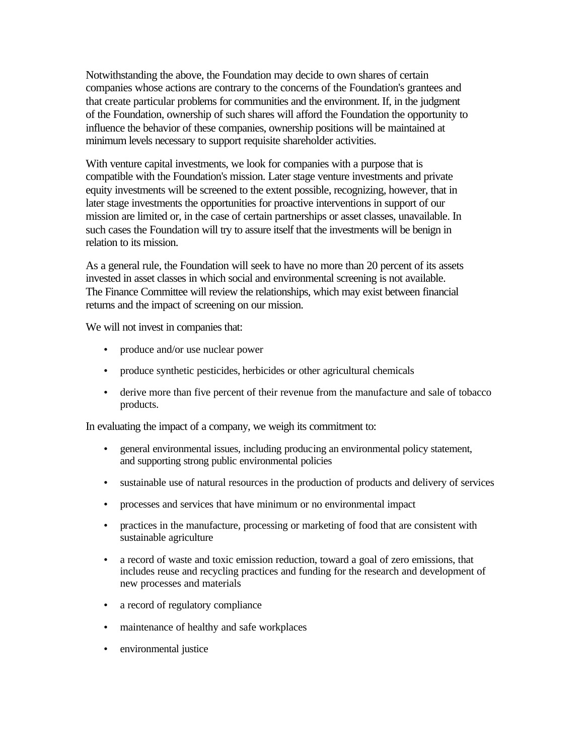Notwithstanding the above, the Foundation may decide to own shares of certain companies whose actions are contrary to the concerns of the Foundation's grantees and that create particular problems for communities and the environment. If, in the judgment of the Foundation, ownership of such shares will afford the Foundation the opportunity to influence the behavior of these companies, ownership positions will be maintained at minimum levels necessary to support requisite shareholder activities.

With venture capital investments, we look for companies with a purpose that is compatible with the Foundation's mission. Later stage venture investments and private equity investments will be screened to the extent possible, recognizing, however, that in later stage investments the opportunities for proactive interventions in support of our mission are limited or, in the case of certain partnerships or asset classes, unavailable. In such cases the Foundation will try to assure itself that the investments will be benign in relation to its mission.

As a general rule, the Foundation will seek to have no more than 20 percent of its assets invested in asset classes in which social and environmental screening is not available. The Finance Committee will review the relationships, which may exist between financial returns and the impact of screening on our mission.

We will not invest in companies that:

- produce and/or use nuclear power
- produce synthetic pesticides, herbicides or other agricultural chemicals
- derive more than five percent of their revenue from the manufacture and sale of tobacco products.

In evaluating the impact of a company, we weigh its commitment to:

- general environmental issues, including producing an environmental policy statement, and supporting strong public environmental policies
- sustainable use of natural resources in the production of products and delivery of services
- processes and services that have minimum or no environmental impact
- practices in the manufacture, processing or marketing of food that are consistent with sustainable agriculture
- a record of waste and toxic emission reduction, toward a goal of zero emissions, that includes reuse and recycling practices and funding for the research and development of new processes and materials
- a record of regulatory compliance
- maintenance of healthy and safe workplaces
- environmental justice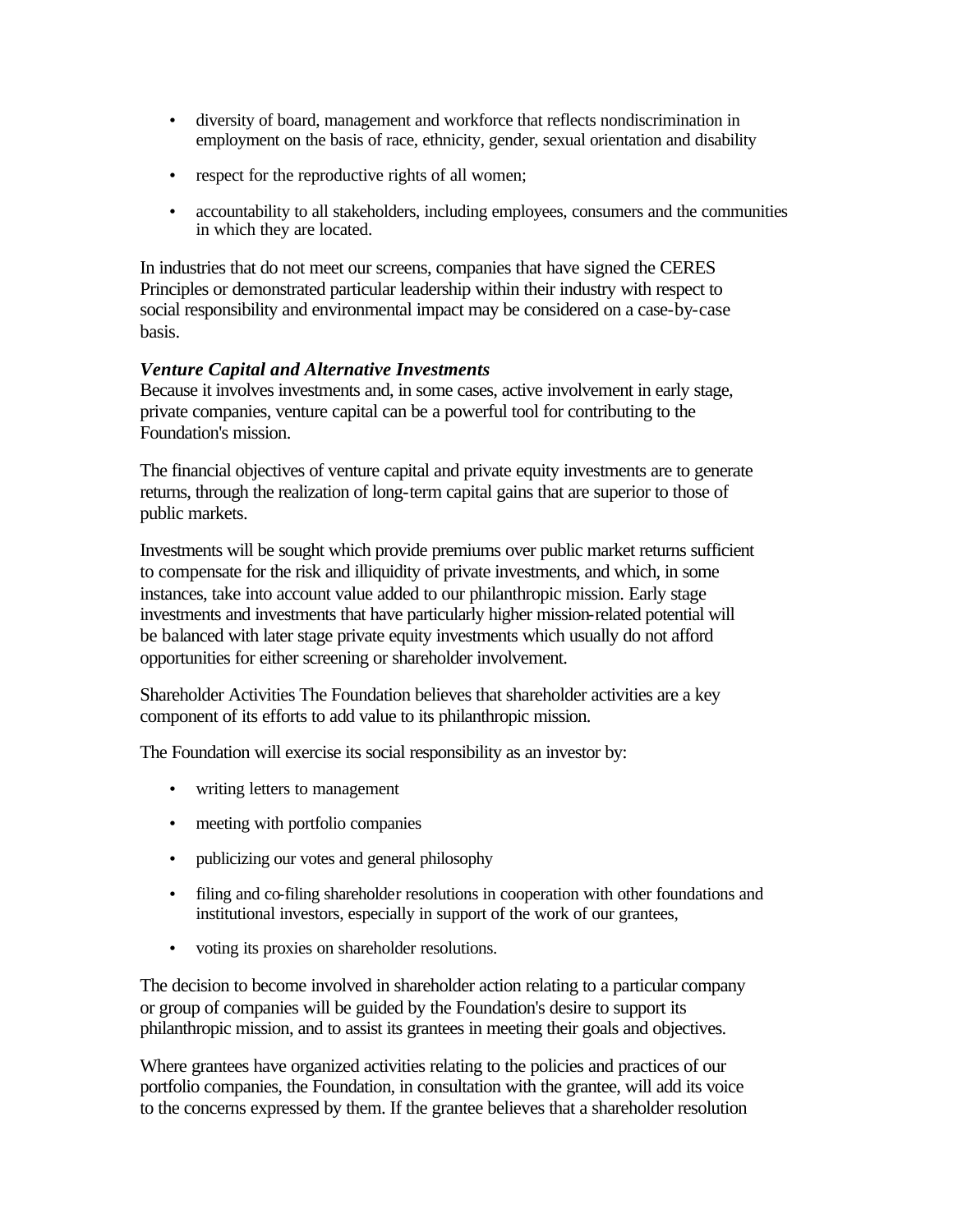- diversity of board, management and workforce that reflects nondiscrimination in employment on the basis of race, ethnicity, gender, sexual orientation and disability
- respect for the reproductive rights of all women;
- accountability to all stakeholders, including employees, consumers and the communities in which they are located.

In industries that do not meet our screens, companies that have signed the CERES Principles or demonstrated particular leadership within their industry with respect to social responsibility and environmental impact may be considered on a case-by-case basis.

***Venture Capital and Alternative Investments***
Because it involves investments and, in some cases, active involvement in early stage, private companies, venture capital can be a powerful tool for contributing to the Foundation's mission.

The financial objectives of venture capital and private equity investments are to generate returns, through the realization of long-term capital gains that are superior to those of public markets.

Investments will be sought which provide premiums over public market returns sufficient to compensate for the risk and illiquidity of private investments, and which, in some instances, take into account value added to our philanthropic mission. Early stage investments and investments that have particularly higher mission-related potential will be balanced with later stage private equity investments which usually do not afford opportunities for either screening or shareholder involvement.

Shareholder Activities The Foundation believes that shareholder activities are a key component of its efforts to add value to its philanthropic mission.

The Foundation will exercise its social responsibility as an investor by:

- writing letters to management
- meeting with portfolio companies
- publicizing our votes and general philosophy
- filing and co-filing shareholder resolutions in cooperation with other foundations and institutional investors, especially in support of the work of our grantees,
- voting its proxies on shareholder resolutions.

The decision to become involved in shareholder action relating to a particular company or group of companies will be guided by the Foundation's desire to support its philanthropic mission, and to assist its grantees in meeting their goals and objectives.

Where grantees have organized activities relating to the policies and practices of our portfolio companies, the Foundation, in consultation with the grantee, will add its voice to the concerns expressed by them. If the grantee believes that a shareholder resolution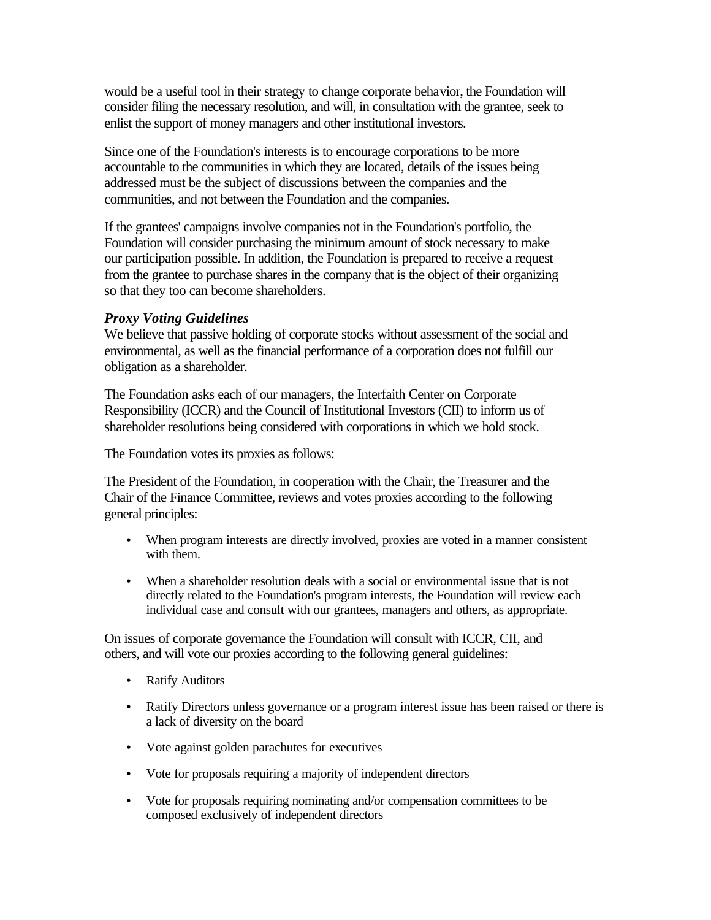would be a useful tool in their strategy to change corporate behavior, the Foundation will consider filing the necessary resolution, and will, in consultation with the grantee, seek to enlist the support of money managers and other institutional investors.

Since one of the Foundation's interests is to encourage corporations to be more accountable to the communities in which they are located, details of the issues being addressed must be the subject of discussions between the companies and the communities, and not between the Foundation and the companies.

If the grantees' campaigns involve companies not in the Foundation's portfolio, the Foundation will consider purchasing the minimum amount of stock necessary to make our participation possible. In addition, the Foundation is prepared to receive a request from the grantee to purchase shares in the company that is the object of their organizing so that they too can become shareholders.

***Proxy Voting Guidelines***

We believe that passive holding of corporate stocks without assessment of the social and environmental, as well as the financial performance of a corporation does not fulfill our obligation as a shareholder.

The Foundation asks each of our managers, the Interfaith Center on Corporate Responsibility (ICCR) and the Council of Institutional Investors (CII) to inform us of shareholder resolutions being considered with corporations in which we hold stock.

The Foundation votes its proxies as follows:

The President of the Foundation, in cooperation with the Chair, the Treasurer and the Chair of the Finance Committee, reviews and votes proxies according to the following general principles:

- When program interests are directly involved, proxies are voted in a manner consistent with them.
- When a shareholder resolution deals with a social or environmental issue that is not directly related to the Foundation's program interests, the Foundation will review each individual case and consult with our grantees, managers and others, as appropriate.

On issues of corporate governance the Foundation will consult with ICCR, CII, and others, and will vote our proxies according to the following general guidelines:

- Ratify Auditors
- Ratify Directors unless governance or a program interest issue has been raised or there is a lack of diversity on the board
- Vote against golden parachutes for executives
- Vote for proposals requiring a majority of independent directors
- Vote for proposals requiring nominating and/or compensation committees to be composed exclusively of independent directors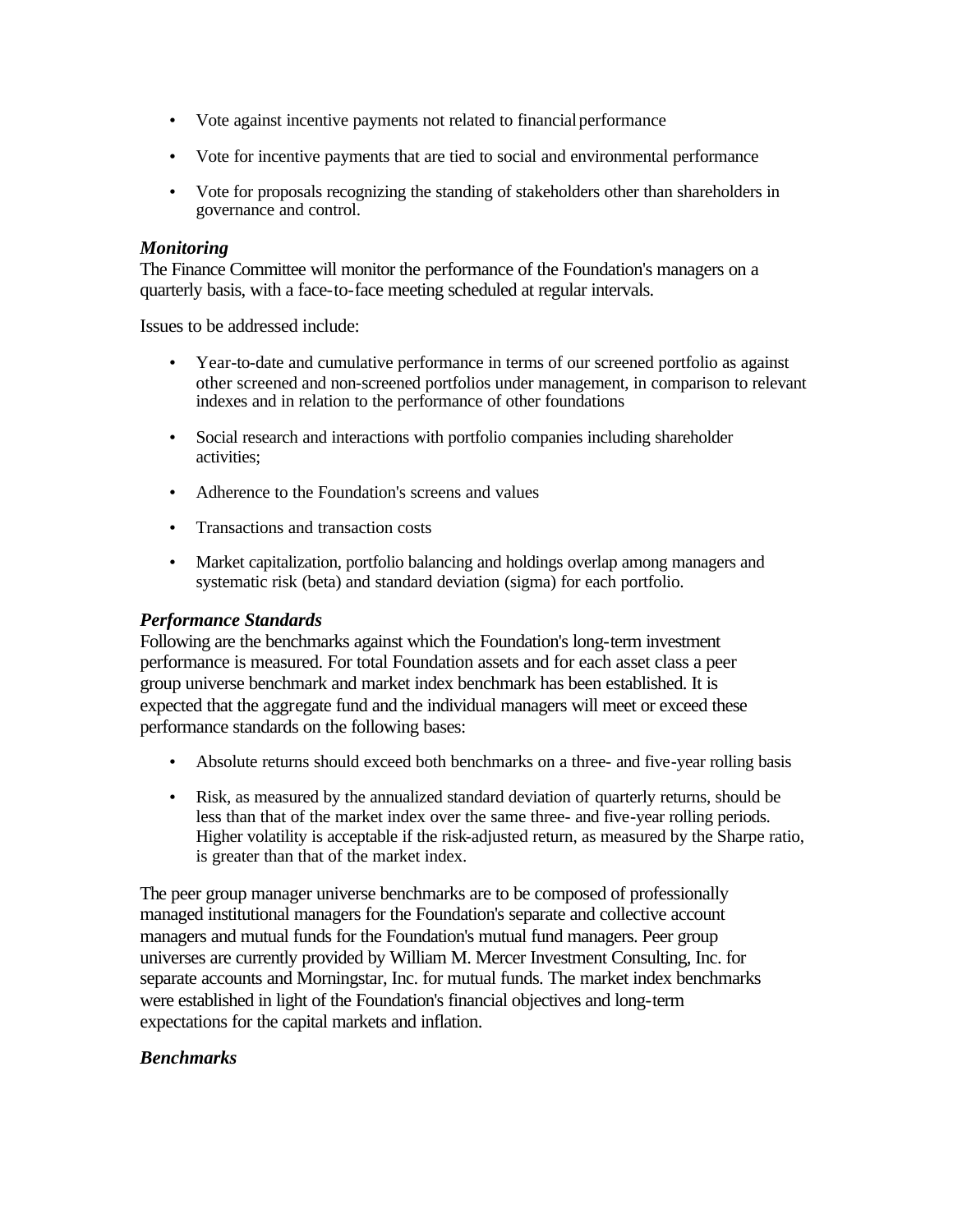- Vote against incentive payments not related to financial performance
- Vote for incentive payments that are tied to social and environmental performance
- Vote for proposals recognizing the standing of stakeholders other than shareholders in governance and control.

### *Monitoring*

The Finance Committee will monitor the performance of the Foundation's managers on a quarterly basis, with a face-to-face meeting scheduled at regular intervals.

Issues to be addressed include:

- Year-to-date and cumulative performance in terms of our screened portfolio as against other screened and non-screened portfolios under management, in comparison to relevant indexes and in relation to the performance of other foundations
- Social research and interactions with portfolio companies including shareholder activities;
- Adherence to the Foundation's screens and values
- Transactions and transaction costs
- Market capitalization, portfolio balancing and holdings overlap among managers and systematic risk (beta) and standard deviation (sigma) for each portfolio.

### *Performance Standards*

Following are the benchmarks against which the Foundation's long-term investment performance is measured. For total Foundation assets and for each asset class a peer group universe benchmark and market index benchmark has been established. It is expected that the aggregate fund and the individual managers will meet or exceed these performance standards on the following bases:

- Absolute returns should exceed both benchmarks on a three- and five-year rolling basis
- Risk, as measured by the annualized standard deviation of quarterly returns, should be less than that of the market index over the same three- and five-year rolling periods. Higher volatility is acceptable if the risk-adjusted return, as measured by the Sharpe ratio, is greater than that of the market index.

The peer group manager universe benchmarks are to be composed of professionally managed institutional managers for the Foundation's separate and collective account managers and mutual funds for the Foundation's mutual fund managers. Peer group universes are currently provided by William M. Mercer Investment Consulting, Inc. for separate accounts and Morningstar, Inc. for mutual funds. The market index benchmarks were established in light of the Foundation's financial objectives and long-term expectations for the capital markets and inflation.

### *Benchmarks*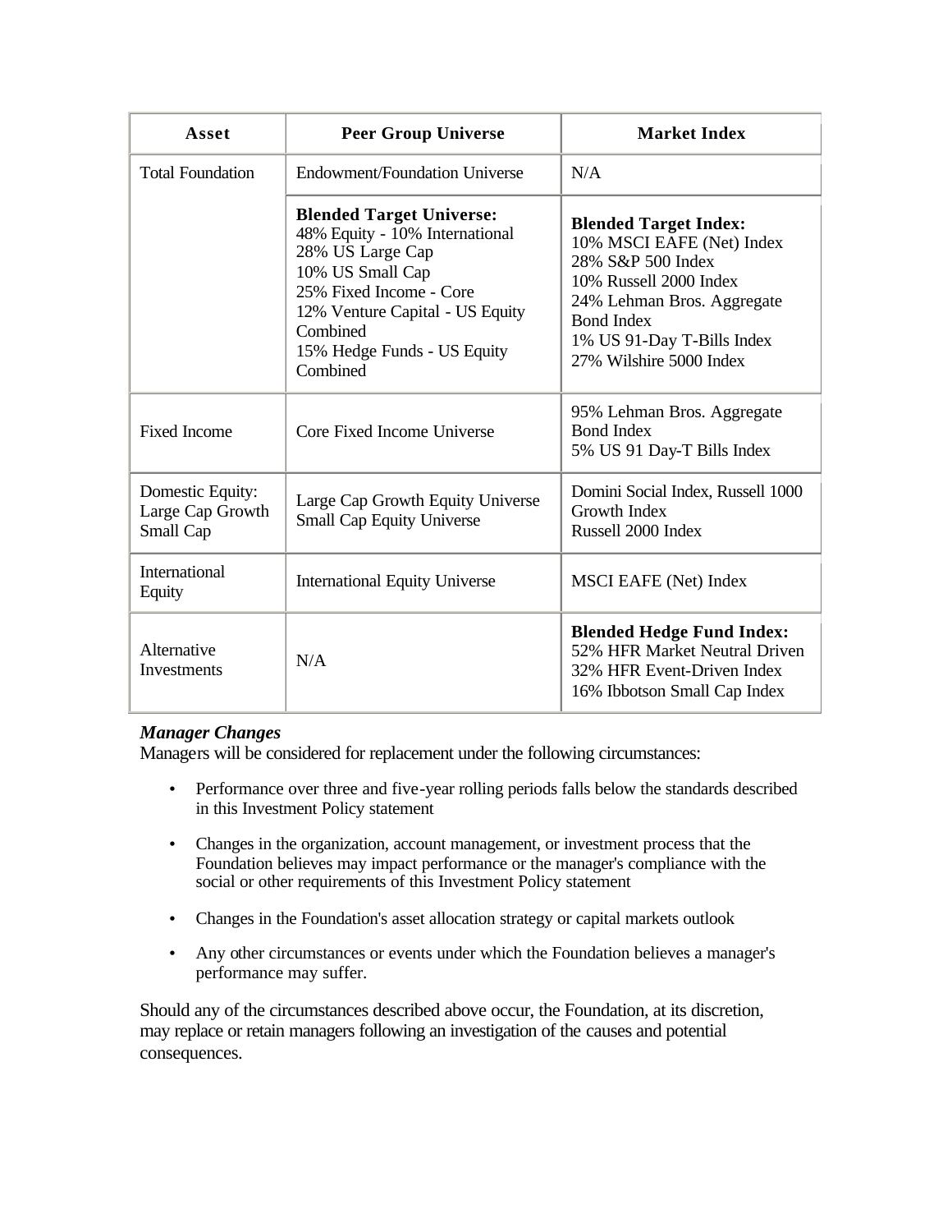| Asset | Peer Group Universe | Market Index |
| --- | --- | --- |
| Total Foundation | Endowment/Foundation Universe | N/A |
| | **Blended Target Universe:**<br>48% Equity - 10% International<br>28% US Large Cap<br>10% US Small Cap<br>25% Fixed Income - Core<br>12% Venture Capital - US Equity Combined<br>15% Hedge Funds - US Equity Combined | **Blended Target Index:**<br>10% MSCI EAFE (Net) Index<br>28% S&P 500 Index<br>10% Russell 2000 Index<br>24% Lehman Bros. Aggregate Bond Index<br>1% US 91-Day T-Bills Index<br>27% Wilshire 5000 Index |
| Fixed Income | Core Fixed Income Universe | 95% Lehman Bros. Aggregate Bond Index<br>5% US 91 Day-T Bills Index |
| Domestic Equity:<br>Large Cap Growth<br>Small Cap | Large Cap Growth Equity Universe<br>Small Cap Equity Universe | Domini Social Index, Russell 1000 Growth Index<br>Russell 2000 Index |
| International Equity | International Equity Universe | MSCI EAFE (Net) Index |
| Alternative Investments | N/A | **Blended Hedge Fund Index:**<br>52% HFR Market Neutral Driven<br>32% HFR Event-Driven Index<br>16% Ibbotson Small Cap Index |

***Manager Changes***

Managers will be considered for replacement under the following circumstances:

- Performance over three and five-year rolling periods falls below the standards described in this Investment Policy statement
- Changes in the organization, account management, or investment process that the Foundation believes may impact performance or the manager's compliance with the social or other requirements of this Investment Policy statement
- Changes in the Foundation's asset allocation strategy or capital markets outlook
- Any other circumstances or events under which the Foundation believes a manager's performance may suffer.

Should any of the circumstances described above occur, the Foundation, at its discretion, may replace or retain managers following an investigation of the causes and potential consequences.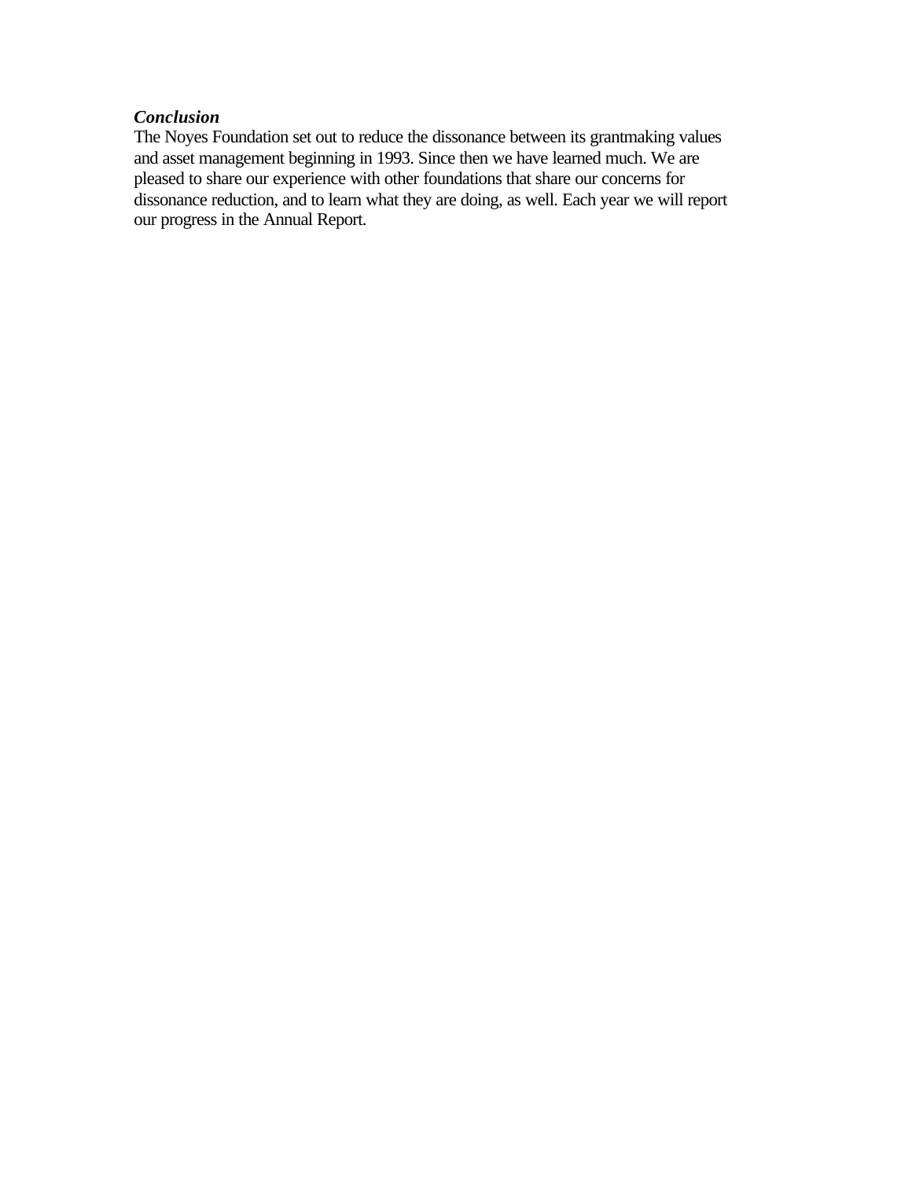***Conclusion***

The Noyes Foundation set out to reduce the dissonance between its grantmaking values and asset management beginning in 1993. Since then we have learned much. We are pleased to share our experience with other foundations that share our concerns for dissonance reduction, and to learn what they are doing, as well. Each year we will report our progress in the Annual Report.